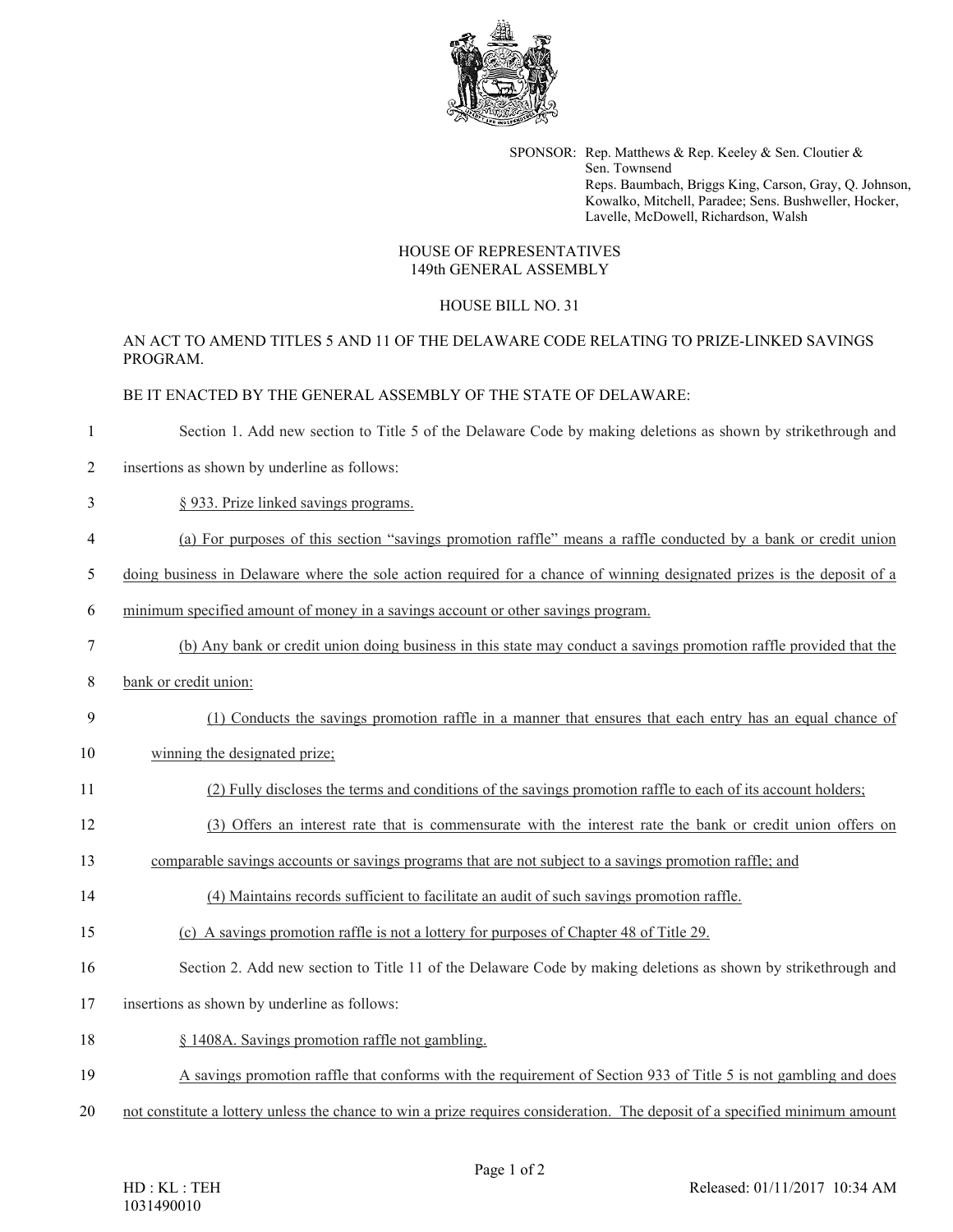SPONSOR: Rep. Matthews & Rep. Keeley & Sen. Cloutier & Sen. Townsend
Reps. Baumbach, Briggs King, Carson, Gray, Q. Johnson, Kowalko, Mitchell, Paradee; Sens. Bushweller, Hocker, Lavelle, McDowell, Richardson, Walsh

HOUSE OF REPRESENTATIVES
149th GENERAL ASSEMBLY

HOUSE BILL NO. 31

AN ACT TO AMEND TITLES 5 AND 11 OF THE DELAWARE CODE RELATING TO PRIZE-LINKED SAVINGS PROGRAM.

BE IT ENACTED BY THE GENERAL ASSEMBLY OF THE STATE OF DELAWARE:

1 Section 1. Add new section to Title 5 of the Delaware Code by making deletions as shown by strikethrough and
2 insertions as shown by underline as follows:
3 <u>§ 933. Prize linked savings programs.</u>
4 <u>(a) For purposes of this section "savings promotion raffle" means a raffle conducted by a bank or credit union</u>
5 <u>doing business in Delaware where the sole action required for a chance of winning designated prizes is the deposit of a</u>
6 <u>minimum specified amount of money in a savings account or other savings program.</u>
7 <u>(b) Any bank or credit union doing business in this state may conduct a savings promotion raffle provided that the</u>
8 <u>bank or credit union:</u>
9 <u>(1) Conducts the savings promotion raffle in a manner that ensures that each entry has an equal chance of</u>
10 <u>winning the designated prize;</u>
11 <u>(2) Fully discloses the terms and conditions of the savings promotion raffle to each of its account holders;</u>
12 <u>(3) Offers an interest rate that is commensurate with the interest rate the bank or credit union offers on</u>
13 <u>comparable savings accounts or savings programs that are not subject to a savings promotion raffle; and</u>
14 <u>(4) Maintains records sufficient to facilitate an audit of such savings promotion raffle.</u>
15 <u>(c) A savings promotion raffle is not a lottery for purposes of Chapter 48 of Title 29.</u>
16 Section 2. Add new section to Title 11 of the Delaware Code by making deletions as shown by strikethrough and
17 insertions as shown by underline as follows:
18 <u>§ 1408A. Savings promotion raffle not gambling.</u>
19 <u>A savings promotion raffle that conforms with the requirement of Section 933 of Title 5 is not gambling and does</u>
20 <u>not constitute a lottery unless the chance to win a prize requires consideration. The deposit of a specified minimum amount</u>

HD : KL : TEH
1031490010

Released: 01/11/2017 10:34 AM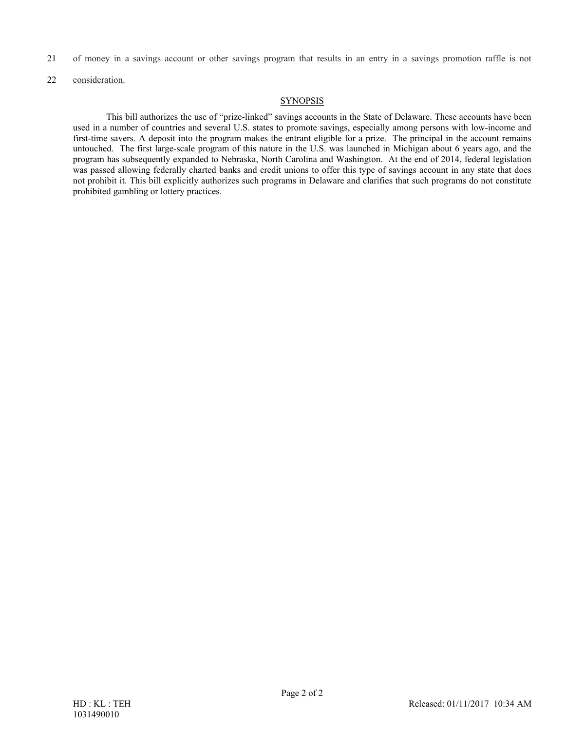21 of money in a savings account or other savings program that results in an entry in a savings promotion raffle is not

22 consideration.

## SYNOPSIS

This bill authorizes the use of "prize-linked" savings accounts in the State of Delaware. These accounts have been used in a number of countries and several U.S. states to promote savings, especially among persons with low-income and first-time savers. A deposit into the program makes the entrant eligible for a prize. The principal in the account remains untouched. The first large-scale program of this nature in the U.S. was launched in Michigan about 6 years ago, and the program has subsequently expanded to Nebraska, North Carolina and Washington. At the end of 2014, federal legislation was passed allowing federally charted banks and credit unions to offer this type of savings account in any state that does not prohibit it. This bill explicitly authorizes such programs in Delaware and clarifies that such programs do not constitute prohibited gambling or lottery practices.

HD : KL : TEH
1031490010

Released: 01/11/2017 10:34 AM